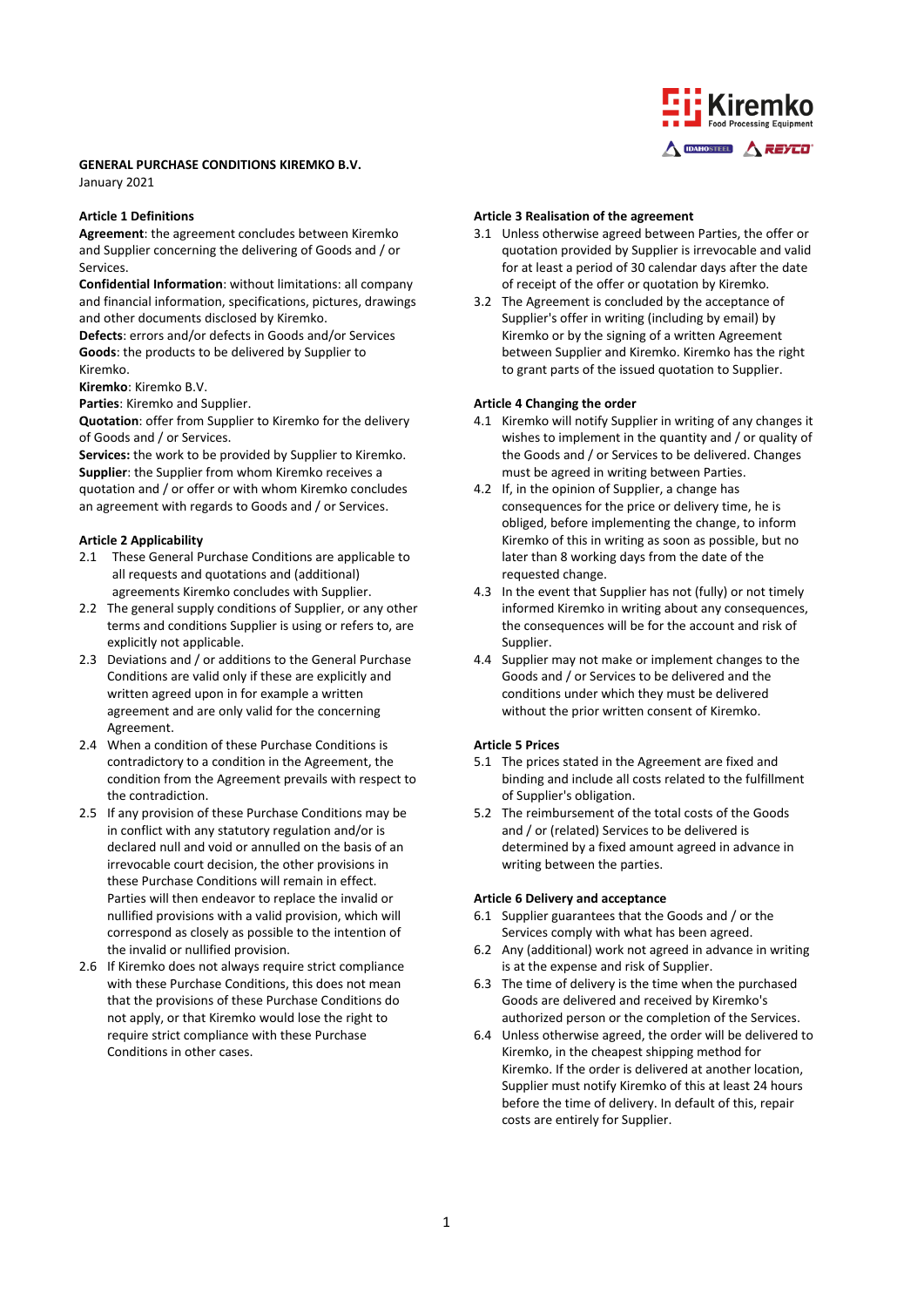**GENERAL PURCHASE CONDITIONS KIREMKO B.V.**
January 2021

**Article 1 Definitions**

**Agreement**: the agreement concludes between Kiremko and Supplier concerning the delivering of Goods and / or Services.
**Confidential Information**: without limitations: all company and financial information, specifications, pictures, drawings and other documents disclosed by Kiremko.
**Defects**: errors and/or defects in Goods and/or Services
**Goods**: the products to be delivered by Supplier to Kiremko.
**Kiremko**: Kiremko B.V.
**Parties**: Kiremko and Supplier.
**Quotation**: offer from Supplier to Kiremko for the delivery of Goods and / or Services.
**Services:** the work to be provided by Supplier to Kiremko.
**Supplier**: the Supplier from whom Kiremko receives a quotation and / or offer or with whom Kiremko concludes an agreement with regards to Goods and / or Services.

**Article 2 Applicability**

2.1 These General Purchase Conditions are applicable to all requests and quotations and (additional) agreements Kiremko concludes with Supplier.
2.2 The general supply conditions of Supplier, or any other terms and conditions Supplier is using or refers to, are explicitly not applicable.
2.3 Deviations and / or additions to the General Purchase Conditions are valid only if these are explicitly and written agreed upon in for example a written agreement and are only valid for the concerning Agreement.
2.4 When a condition of these Purchase Conditions is contradictory to a condition in the Agreement, the condition from the Agreement prevails with respect to the contradiction.
2.5 If any provision of these Purchase Conditions may be in conflict with any statutory regulation and/or is declared null and void or annulled on the basis of an irrevocable court decision, the other provisions in these Purchase Conditions will remain in effect. Parties will then endeavor to replace the invalid or nullified provisions with a valid provision, which will correspond as closely as possible to the intention of the invalid or nullified provision.
2.6 If Kiremko does not always require strict compliance with these Purchase Conditions, this does not mean that the provisions of these Purchase Conditions do not apply, or that Kiremko would lose the right to require strict compliance with these Purchase Conditions in other cases.

**Article 3 Realisation of the agreement**

3.1 Unless otherwise agreed between Parties, the offer or quotation provided by Supplier is irrevocable and valid for at least a period of 30 calendar days after the date of receipt of the offer or quotation by Kiremko.
3.2 The Agreement is concluded by the acceptance of Supplier's offer in writing (including by email) by Kiremko or by the signing of a written Agreement between Supplier and Kiremko. Kiremko has the right to grant parts of the issued quotation to Supplier.

**Article 4 Changing the order**

4.1 Kiremko will notify Supplier in writing of any changes it wishes to implement in the quantity and / or quality of the Goods and / or Services to be delivered. Changes must be agreed in writing between Parties.
4.2 If, in the opinion of Supplier, a change has consequences for the price or delivery time, he is obliged, before implementing the change, to inform Kiremko of this in writing as soon as possible, but no later than 8 working days from the date of the requested change.
4.3 In the event that Supplier has not (fully) or not timely informed Kiremko in writing about any consequences, the consequences will be for the account and risk of Supplier.
4.4 Supplier may not make or implement changes to the Goods and / or Services to be delivered and the conditions under which they must be delivered without the prior written consent of Kiremko.

**Article 5 Prices**

5.1 The prices stated in the Agreement are fixed and binding and include all costs related to the fulfillment of Supplier's obligation.
5.2 The reimbursement of the total costs of the Goods and / or (related) Services to be delivered is determined by a fixed amount agreed in advance in writing between the parties.

**Article 6 Delivery and acceptance**

6.1 Supplier guarantees that the Goods and / or the Services comply with what has been agreed.
6.2 Any (additional) work not agreed in advance in writing is at the expense and risk of Supplier.
6.3 The time of delivery is the time when the purchased Goods are delivered and received by Kiremko's authorized person or the completion of the Services.
6.4 Unless otherwise agreed, the order will be delivered to Kiremko, in the cheapest shipping method for Kiremko. If the order is delivered at another location, Supplier must notify Kiremko of this at least 24 hours before the time of delivery. In default of this, repair costs are entirely for Supplier.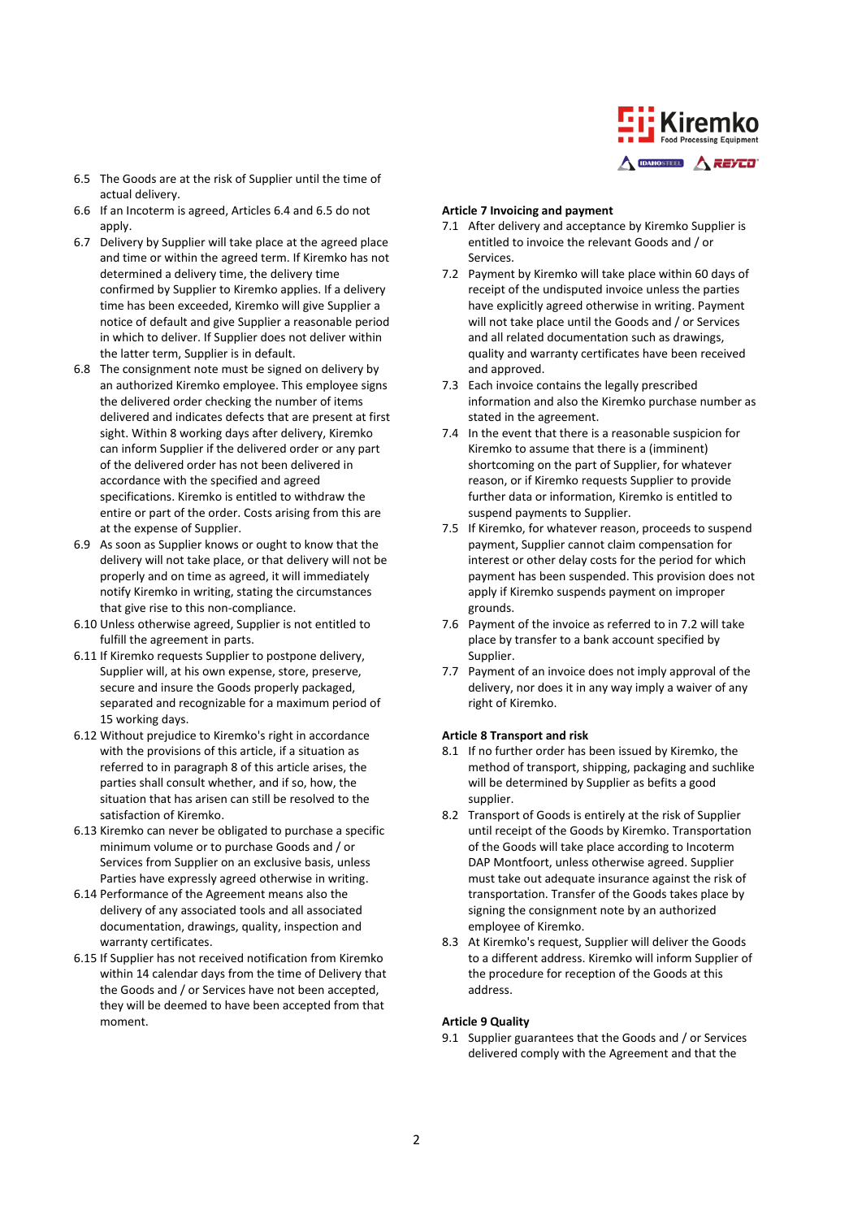6.5 The Goods are at the risk of Supplier until the time of actual delivery.

6.6 If an Incoterm is agreed, Articles 6.4 and 6.5 do not apply.

6.7 Delivery by Supplier will take place at the agreed place and time or within the agreed term. If Kiremko has not determined a delivery time, the delivery time confirmed by Supplier to Kiremko applies. If a delivery time has been exceeded, Kiremko will give Supplier a notice of default and give Supplier a reasonable period in which to deliver. If Supplier does not deliver within the latter term, Supplier is in default.

6.8 The consignment note must be signed on delivery by an authorized Kiremko employee. This employee signs the delivered order checking the number of items delivered and indicates defects that are present at first sight. Within 8 working days after delivery, Kiremko can inform Supplier if the delivered order or any part of the delivered order has not been delivered in accordance with the specified and agreed specifications. Kiremko is entitled to withdraw the entire or part of the order. Costs arising from this are at the expense of Supplier.

6.9 As soon as Supplier knows or ought to know that the delivery will not take place, or that delivery will not be properly and on time as agreed, it will immediately notify Kiremko in writing, stating the circumstances that give rise to this non-compliance.

6.10 Unless otherwise agreed, Supplier is not entitled to fulfill the agreement in parts.

6.11 If Kiremko requests Supplier to postpone delivery, Supplier will, at his own expense, store, preserve, secure and insure the Goods properly packaged, separated and recognizable for a maximum period of 15 working days.

6.12 Without prejudice to Kiremko's right in accordance with the provisions of this article, if a situation as referred to in paragraph 8 of this article arises, the parties shall consult whether, and if so, how, the situation that has arisen can still be resolved to the satisfaction of Kiremko.

6.13 Kiremko can never be obligated to purchase a specific minimum volume or to purchase Goods and / or Services from Supplier on an exclusive basis, unless Parties have expressly agreed otherwise in writing.

6.14 Performance of the Agreement means also the delivery of any associated tools and all associated documentation, drawings, quality, inspection and warranty certificates.

6.15 If Supplier has not received notification from Kiremko within 14 calendar days from the time of Delivery that the Goods and / or Services have not been accepted, they will be deemed to have been accepted from that moment.

**Article 7 Invoicing and payment**

7.1 After delivery and acceptance by Kiremko Supplier is entitled to invoice the relevant Goods and / or Services.

7.2 Payment by Kiremko will take place within 60 days of receipt of the undisputed invoice unless the parties have explicitly agreed otherwise in writing. Payment will not take place until the Goods and / or Services and all related documentation such as drawings, quality and warranty certificates have been received and approved.

7.3 Each invoice contains the legally prescribed information and also the Kiremko purchase number as stated in the agreement.

7.4 In the event that there is a reasonable suspicion for Kiremko to assume that there is a (imminent) shortcoming on the part of Supplier, for whatever reason, or if Kiremko requests Supplier to provide further data or information, Kiremko is entitled to suspend payments to Supplier.

7.5 If Kiremko, for whatever reason, proceeds to suspend payment, Supplier cannot claim compensation for interest or other delay costs for the period for which payment has been suspended. This provision does not apply if Kiremko suspends payment on improper grounds.

7.6 Payment of the invoice as referred to in 7.2 will take place by transfer to a bank account specified by Supplier.

7.7 Payment of an invoice does not imply approval of the delivery, nor does it in any way imply a waiver of any right of Kiremko.

**Article 8 Transport and risk**

8.1 If no further order has been issued by Kiremko, the method of transport, shipping, packaging and suchlike will be determined by Supplier as befits a good supplier.

8.2 Transport of Goods is entirely at the risk of Supplier until receipt of the Goods by Kiremko. Transportation of the Goods will take place according to Incoterm DAP Montfoort, unless otherwise agreed. Supplier must take out adequate insurance against the risk of transportation. Transfer of the Goods takes place by signing the consignment note by an authorized employee of Kiremko.

8.3 At Kiremko's request, Supplier will deliver the Goods to a different address. Kiremko will inform Supplier of the procedure for reception of the Goods at this address.

**Article 9 Quality**

9.1 Supplier guarantees that the Goods and / or Services delivered comply with the Agreement and that the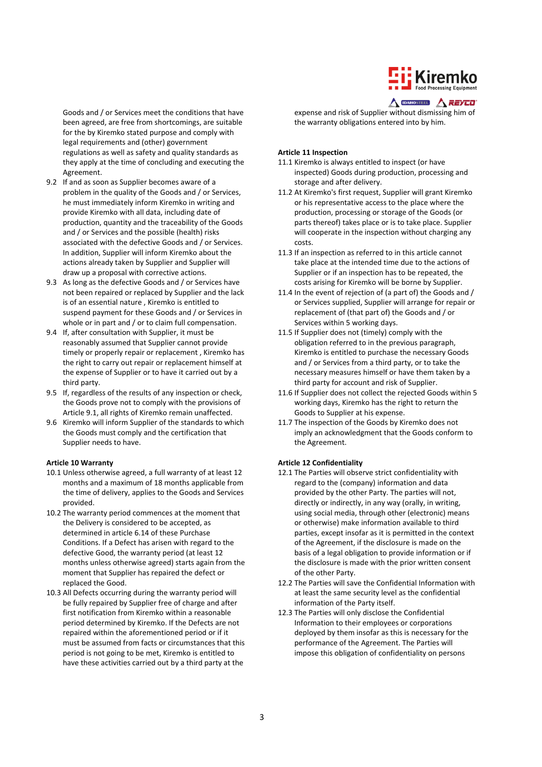Goods and / or Services meet the conditions that have been agreed, are free from shortcomings, are suitable for the by Kiremko stated purpose and comply with legal requirements and (other) government regulations as well as safety and quality standards as they apply at the time of concluding and executing the Agreement.

9.2 If and as soon as Supplier becomes aware of a problem in the quality of the Goods and / or Services, he must immediately inform Kiremko in writing and provide Kiremko with all data, including date of production, quantity and the traceability of the Goods and / or Services and the possible (health) risks associated with the defective Goods and / or Services. In addition, Supplier will inform Kiremko about the actions already taken by Supplier and Supplier will draw up a proposal with corrective actions.

9.3 As long as the defective Goods and / or Services have not been repaired or replaced by Supplier and the lack is of an essential nature , Kiremko is entitled to suspend payment for these Goods and / or Services in whole or in part and / or to claim full compensation.

9.4 If, after consultation with Supplier, it must be reasonably assumed that Supplier cannot provide timely or properly repair or replacement , Kiremko has the right to carry out repair or replacement himself at the expense of Supplier or to have it carried out by a third party.

9.5 If, regardless of the results of any inspection or check, the Goods prove not to comply with the provisions of Article 9.1, all rights of Kiremko remain unaffected.

9.6 Kiremko will inform Supplier of the standards to which the Goods must comply and the certification that Supplier needs to have.

**Article 10 Warranty**

10.1 Unless otherwise agreed, a full warranty of at least 12 months and a maximum of 18 months applicable from the time of delivery, applies to the Goods and Services provided.

10.2 The warranty period commences at the moment that the Delivery is considered to be accepted, as determined in article 6.14 of these Purchase Conditions. If a Defect has arisen with regard to the defective Good, the warranty period (at least 12 months unless otherwise agreed) starts again from the moment that Supplier has repaired the defect or replaced the Good.

10.3 All Defects occurring during the warranty period will be fully repaired by Supplier free of charge and after first notification from Kiremko within a reasonable period determined by Kiremko. If the Defects are not repaired within the aforementioned period or if it must be assumed from facts or circumstances that this period is not going to be met, Kiremko is entitled to have these activities carried out by a third party at the expense and risk of Supplier without dismissing him of the warranty obligations entered into by him.

**Article 11 Inspection**

11.1 Kiremko is always entitled to inspect (or have inspected) Goods during production, processing and storage and after delivery.

11.2 At Kiremko's first request, Supplier will grant Kiremko or his representative access to the place where the production, processing or storage of the Goods (or parts thereof) takes place or is to take place. Supplier will cooperate in the inspection without charging any costs.

11.3 If an inspection as referred to in this article cannot take place at the intended time due to the actions of Supplier or if an inspection has to be repeated, the costs arising for Kiremko will be borne by Supplier.

11.4 In the event of rejection of (a part of) the Goods and / or Services supplied, Supplier will arrange for repair or replacement of (that part of) the Goods and / or Services within 5 working days.

11.5 If Supplier does not (timely) comply with the obligation referred to in the previous paragraph, Kiremko is entitled to purchase the necessary Goods and / or Services from a third party, or to take the necessary measures himself or have them taken by a third party for account and risk of Supplier.

11.6 If Supplier does not collect the rejected Goods within 5 working days, Kiremko has the right to return the Goods to Supplier at his expense.

11.7 The inspection of the Goods by Kiremko does not imply an acknowledgment that the Goods conform to the Agreement.

**Article 12 Confidentiality**

12.1 The Parties will observe strict confidentiality with regard to the (company) information and data provided by the other Party. The parties will not, directly or indirectly, in any way (orally, in writing, using social media, through other (electronic) means or otherwise) make information available to third parties, except insofar as it is permitted in the context of the Agreement, if the disclosure is made on the basis of a legal obligation to provide information or if the disclosure is made with the prior written consent of the other Party.

12.2 The Parties will save the Confidential Information with at least the same security level as the confidential information of the Party itself.

12.3 The Parties will only disclose the Confidential Information to their employees or corporations deployed by them insofar as this is necessary for the performance of the Agreement. The Parties will impose this obligation of confidentiality on persons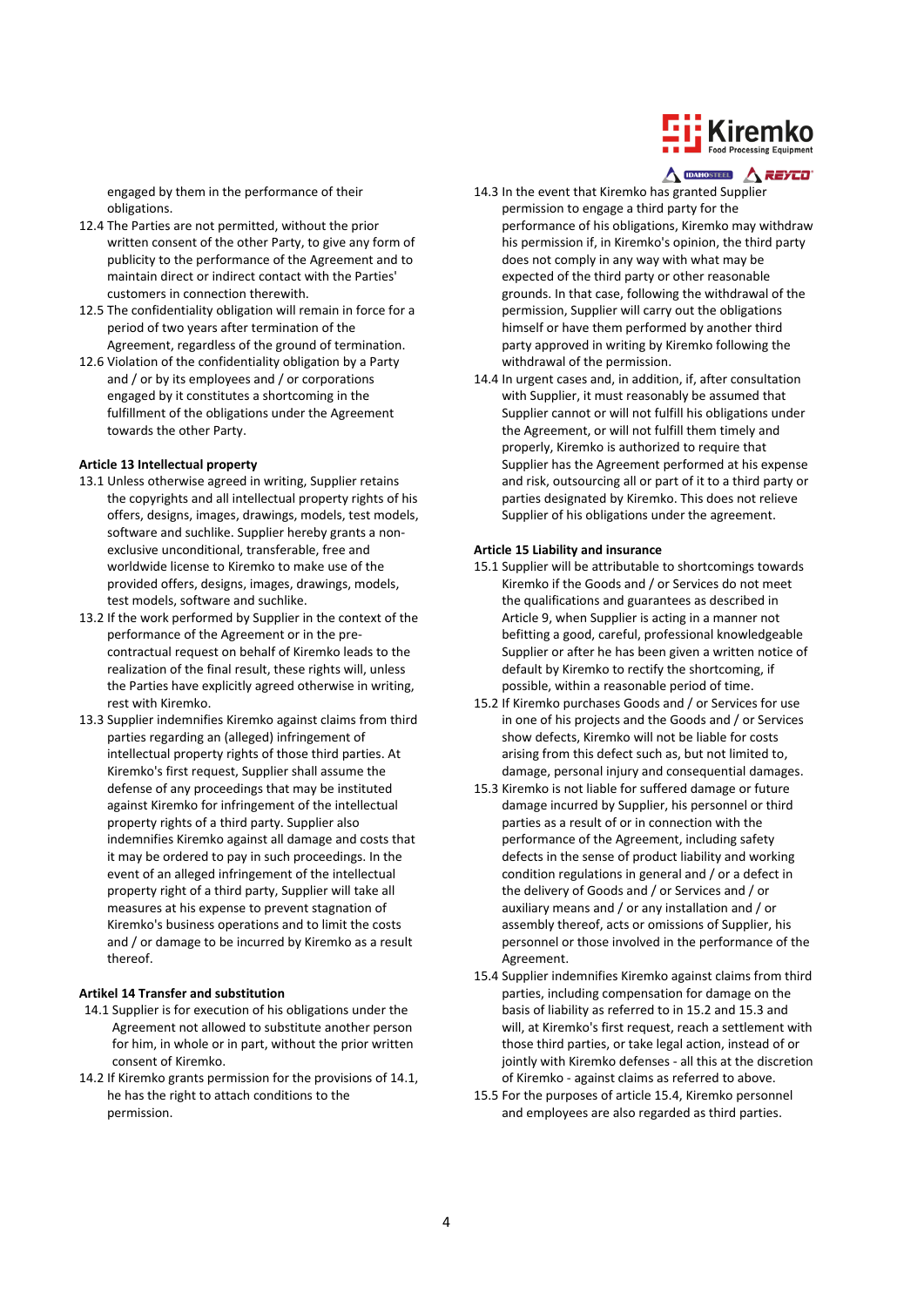engaged by them in the performance of their obligations.

12.4 The Parties are not permitted, without the prior written consent of the other Party, to give any form of publicity to the performance of the Agreement and to maintain direct or indirect contact with the Parties' customers in connection therewith.

12.5 The confidentiality obligation will remain in force for a period of two years after termination of the Agreement, regardless of the ground of termination.

12.6 Violation of the confidentiality obligation by a Party and / or by its employees and / or corporations engaged by it constitutes a shortcoming in the fulfillment of the obligations under the Agreement towards the other Party.

**Article 13 Intellectual property**

13.1 Unless otherwise agreed in writing, Supplier retains the copyrights and all intellectual property rights of his offers, designs, images, drawings, models, test models, software and suchlike. Supplier hereby grants a non-exclusive unconditional, transferable, free and worldwide license to Kiremko to make use of the provided offers, designs, images, drawings, models, test models, software and suchlike.

13.2 If the work performed by Supplier in the context of the performance of the Agreement or in the pre-contractual request on behalf of Kiremko leads to the realization of the final result, these rights will, unless the Parties have explicitly agreed otherwise in writing, rest with Kiremko.

13.3 Supplier indemnifies Kiremko against claims from third parties regarding an (alleged) infringement of intellectual property rights of those third parties. At Kiremko's first request, Supplier shall assume the defense of any proceedings that may be instituted against Kiremko for infringement of the intellectual property rights of a third party. Supplier also indemnifies Kiremko against all damage and costs that it may be ordered to pay in such proceedings. In the event of an alleged infringement of the intellectual property right of a third party, Supplier will take all measures at his expense to prevent stagnation of Kiremko's business operations and to limit the costs and / or damage to be incurred by Kiremko as a result thereof.

**Artikel 14 Transfer and substitution**

14.1 Supplier is for execution of his obligations under the Agreement not allowed to substitute another person for him, in whole or in part, without the prior written consent of Kiremko.

14.2 If Kiremko grants permission for the provisions of 14.1, he has the right to attach conditions to the permission.

14.3 In the event that Kiremko has granted Supplier permission to engage a third party for the performance of his obligations, Kiremko may withdraw his permission if, in Kiremko's opinion, the third party does not comply in any way with what may be expected of the third party or other reasonable grounds. In that case, following the withdrawal of the permission, Supplier will carry out the obligations himself or have them performed by another third party approved in writing by Kiremko following the withdrawal of the permission.

14.4 In urgent cases and, in addition, if, after consultation with Supplier, it must reasonably be assumed that Supplier cannot or will not fulfill his obligations under the Agreement, or will not fulfill them timely and properly, Kiremko is authorized to require that Supplier has the Agreement performed at his expense and risk, outsourcing all or part of it to a third party or parties designated by Kiremko. This does not relieve Supplier of his obligations under the agreement.

**Article 15 Liability and insurance**

15.1 Supplier will be attributable to shortcomings towards Kiremko if the Goods and / or Services do not meet the qualifications and guarantees as described in Article 9, when Supplier is acting in a manner not befitting a good, careful, professional knowledgeable Supplier or after he has been given a written notice of default by Kiremko to rectify the shortcoming, if possible, within a reasonable period of time.

15.2 If Kiremko purchases Goods and / or Services for use in one of his projects and the Goods and / or Services show defects, Kiremko will not be liable for costs arising from this defect such as, but not limited to, damage, personal injury and consequential damages.

15.3 Kiremko is not liable for suffered damage or future damage incurred by Supplier, his personnel or third parties as a result of or in connection with the performance of the Agreement, including safety defects in the sense of product liability and working condition regulations in general and / or a defect in the delivery of Goods and / or Services and / or auxiliary means and / or any installation and / or assembly thereof, acts or omissions of Supplier, his personnel or those involved in the performance of the Agreement.

15.4 Supplier indemnifies Kiremko against claims from third parties, including compensation for damage on the basis of liability as referred to in 15.2 and 15.3 and will, at Kiremko's first request, reach a settlement with those third parties, or take legal action, instead of or jointly with Kiremko defenses - all this at the discretion of Kiremko - against claims as referred to above.

15.5 For the purposes of article 15.4, Kiremko personnel and employees are also regarded as third parties.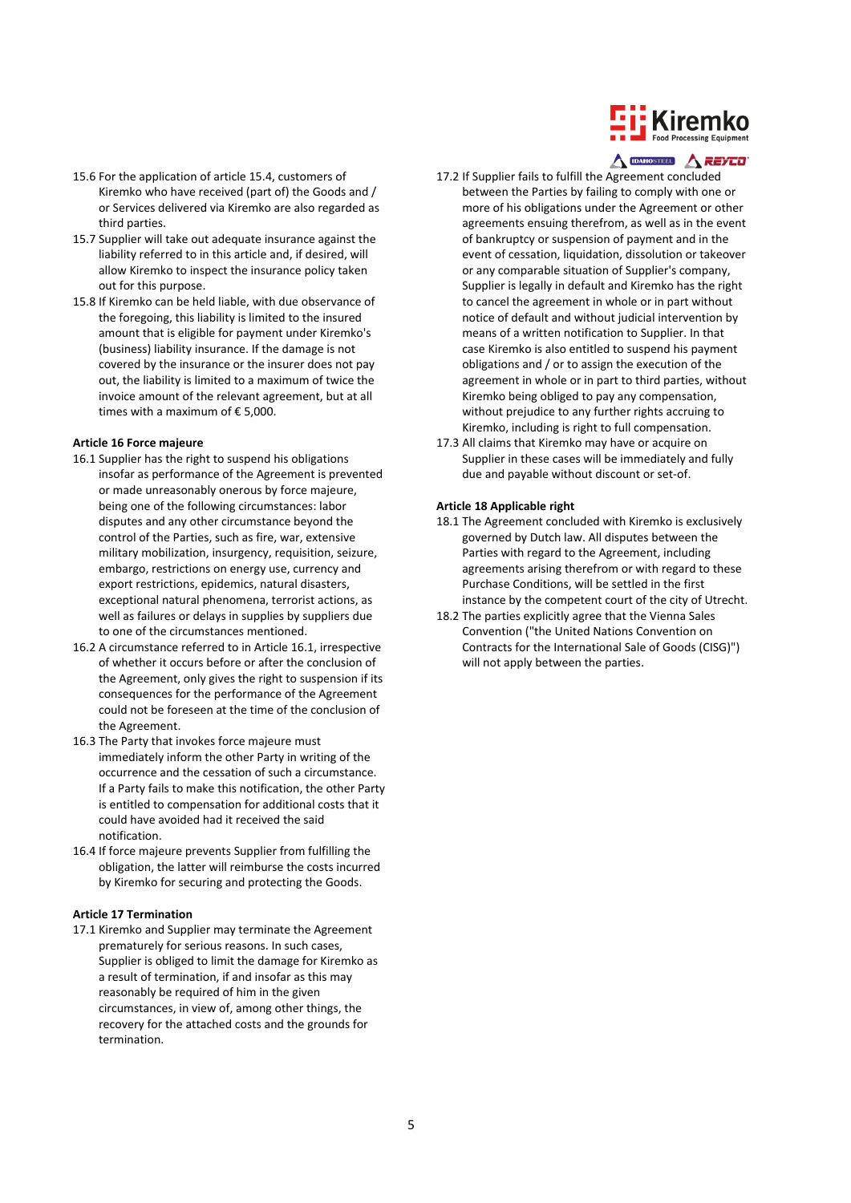15.6 For the application of article 15.4, customers of Kiremko who have received (part of) the Goods and / or Services delivered via Kiremko are also regarded as third parties.

15.7 Supplier will take out adequate insurance against the liability referred to in this article and, if desired, will allow Kiremko to inspect the insurance policy taken out for this purpose.

15.8 If Kiremko can be held liable, with due observance of the foregoing, this liability is limited to the insured amount that is eligible for payment under Kiremko's (business) liability insurance. If the damage is not covered by the insurance or the insurer does not pay out, the liability is limited to a maximum of twice the invoice amount of the relevant agreement, but at all times with a maximum of € 5,000.

**Article 16 Force majeure**

16.1 Supplier has the right to suspend his obligations insofar as performance of the Agreement is prevented or made unreasonably onerous by force majeure, being one of the following circumstances: labor disputes and any other circumstance beyond the control of the Parties, such as fire, war, extensive military mobilization, insurgency, requisition, seizure, embargo, restrictions on energy use, currency and export restrictions, epidemics, natural disasters, exceptional natural phenomena, terrorist actions, as well as failures or delays in supplies by suppliers due to one of the circumstances mentioned.

16.2 A circumstance referred to in Article 16.1, irrespective of whether it occurs before or after the conclusion of the Agreement, only gives the right to suspension if its consequences for the performance of the Agreement could not be foreseen at the time of the conclusion of the Agreement.

16.3 The Party that invokes force majeure must immediately inform the other Party in writing of the occurrence and the cessation of such a circumstance. If a Party fails to make this notification, the other Party is entitled to compensation for additional costs that it could have avoided had it received the said notification.

16.4 If force majeure prevents Supplier from fulfilling the obligation, the latter will reimburse the costs incurred by Kiremko for securing and protecting the Goods.

**Article 17 Termination**

17.1 Kiremko and Supplier may terminate the Agreement prematurely for serious reasons. In such cases, Supplier is obliged to limit the damage for Kiremko as a result of termination, if and insofar as this may reasonably be required of him in the given circumstances, in view of, among other things, the recovery for the attached costs and the grounds for termination.

17.2 If Supplier fails to fulfill the Agreement concluded between the Parties by failing to comply with one or more of his obligations under the Agreement or other agreements ensuing therefrom, as well as in the event of bankruptcy or suspension of payment and in the event of cessation, liquidation, dissolution or takeover or any comparable situation of Supplier's company, Supplier is legally in default and Kiremko has the right to cancel the agreement in whole or in part without notice of default and without judicial intervention by means of a written notification to Supplier. In that case Kiremko is also entitled to suspend his payment obligations and / or to assign the execution of the agreement in whole or in part to third parties, without Kiremko being obliged to pay any compensation, without prejudice to any further rights accruing to Kiremko, including is right to full compensation.

17.3 All claims that Kiremko may have or acquire on Supplier in these cases will be immediately and fully due and payable without discount or set-of.

**Article 18 Applicable right**

18.1 The Agreement concluded with Kiremko is exclusively governed by Dutch law. All disputes between the Parties with regard to the Agreement, including agreements arising therefrom or with regard to these Purchase Conditions, will be settled in the first instance by the competent court of the city of Utrecht.

18.2 The parties explicitly agree that the Vienna Sales Convention ("the United Nations Convention on Contracts for the International Sale of Goods (CISG)") will not apply between the parties.